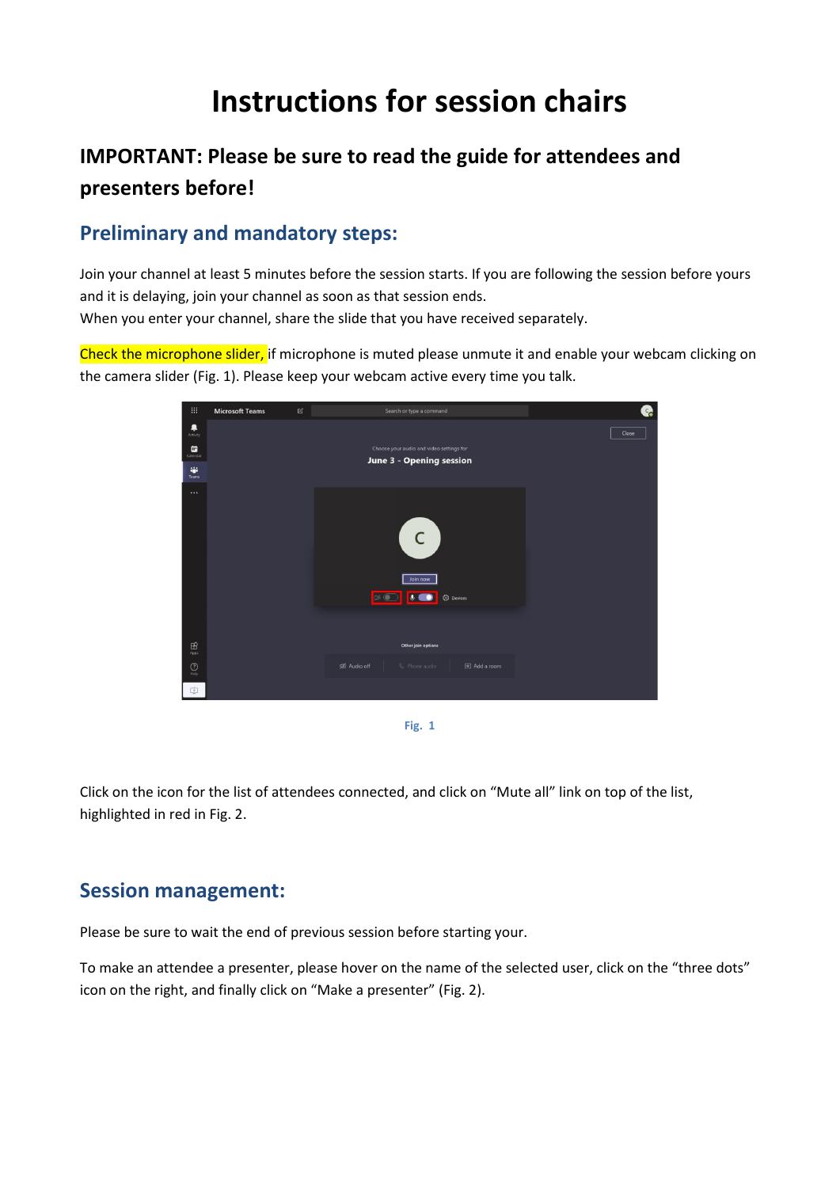# Instructions for session chairs

## IMPORTANT: Please be sure to read the guide for attendees and presenters before!

### Preliminary and mandatory steps:

Join your channel at least 5 minutes before the session starts. If you are following the session before yours and it is delaying, join your channel as soon as that session ends.
When you enter your channel, share the slide that you have received separately.

Check the microphone slider, if microphone is muted please unmute it and enable your webcam clicking on the camera slider (Fig. 1). Please keep your webcam active every time you talk.

Fig. 1

Click on the icon for the list of attendees connected, and click on "Mute all" link on top of the list, highlighted in red in Fig. 2.

### Session management:

Please be sure to wait the end of previous session before starting your.

To make an attendee a presenter, please hover on the name of the selected user, click on the "three dots" icon on the right, and finally click on "Make a presenter" (Fig. 2).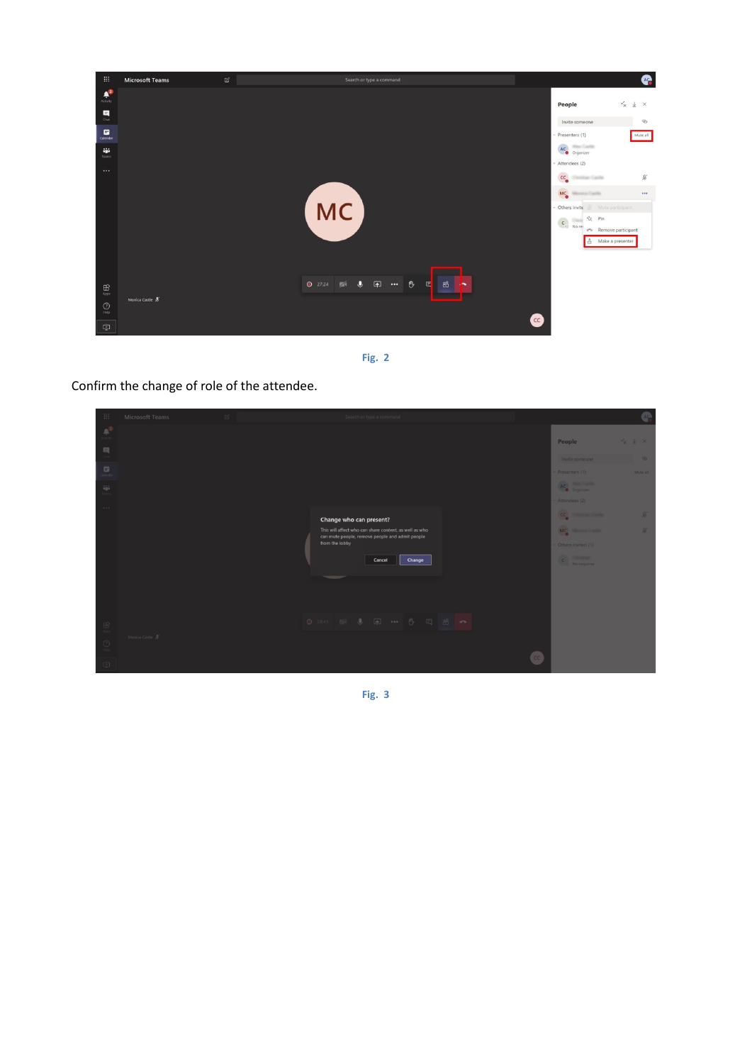Fig. 2

Confirm the change of role of the attendee.

Fig. 3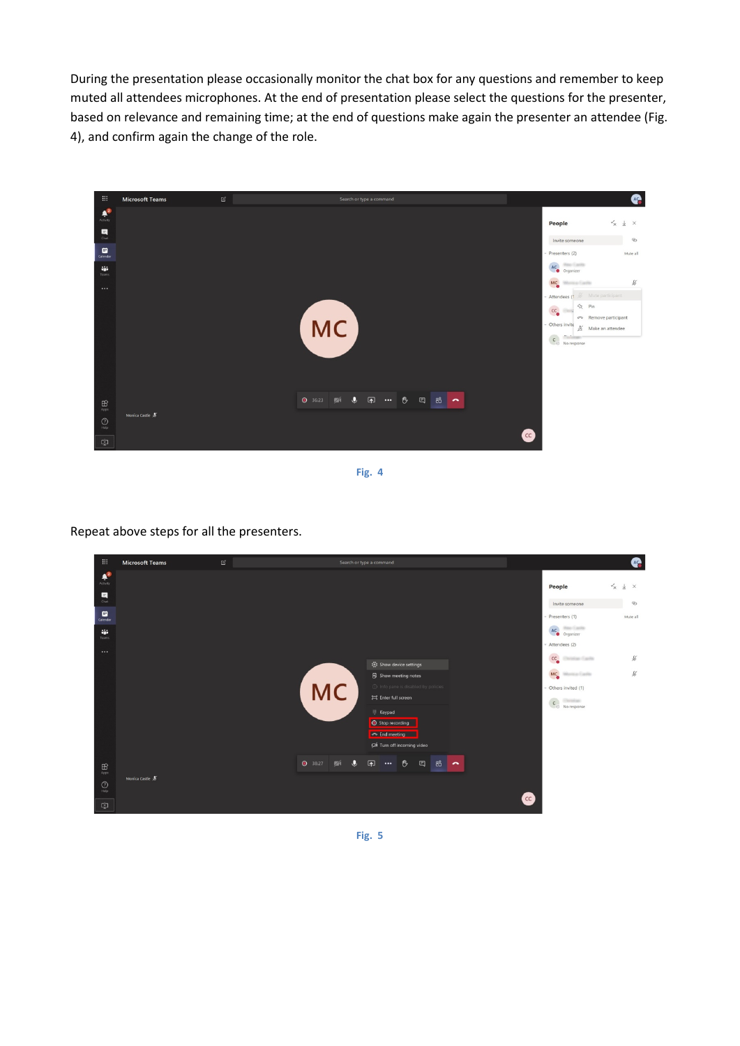During the presentation please occasionally monitor the chat box for any questions and remember to keep muted all attendees microphones. At the end of presentation please select the questions for the presenter, based on relevance and remaining time; at the end of questions make again the presenter an attendee (Fig. 4), and confirm again the change of the role.

Fig. 4

Repeat above steps for all the presenters.

Fig. 5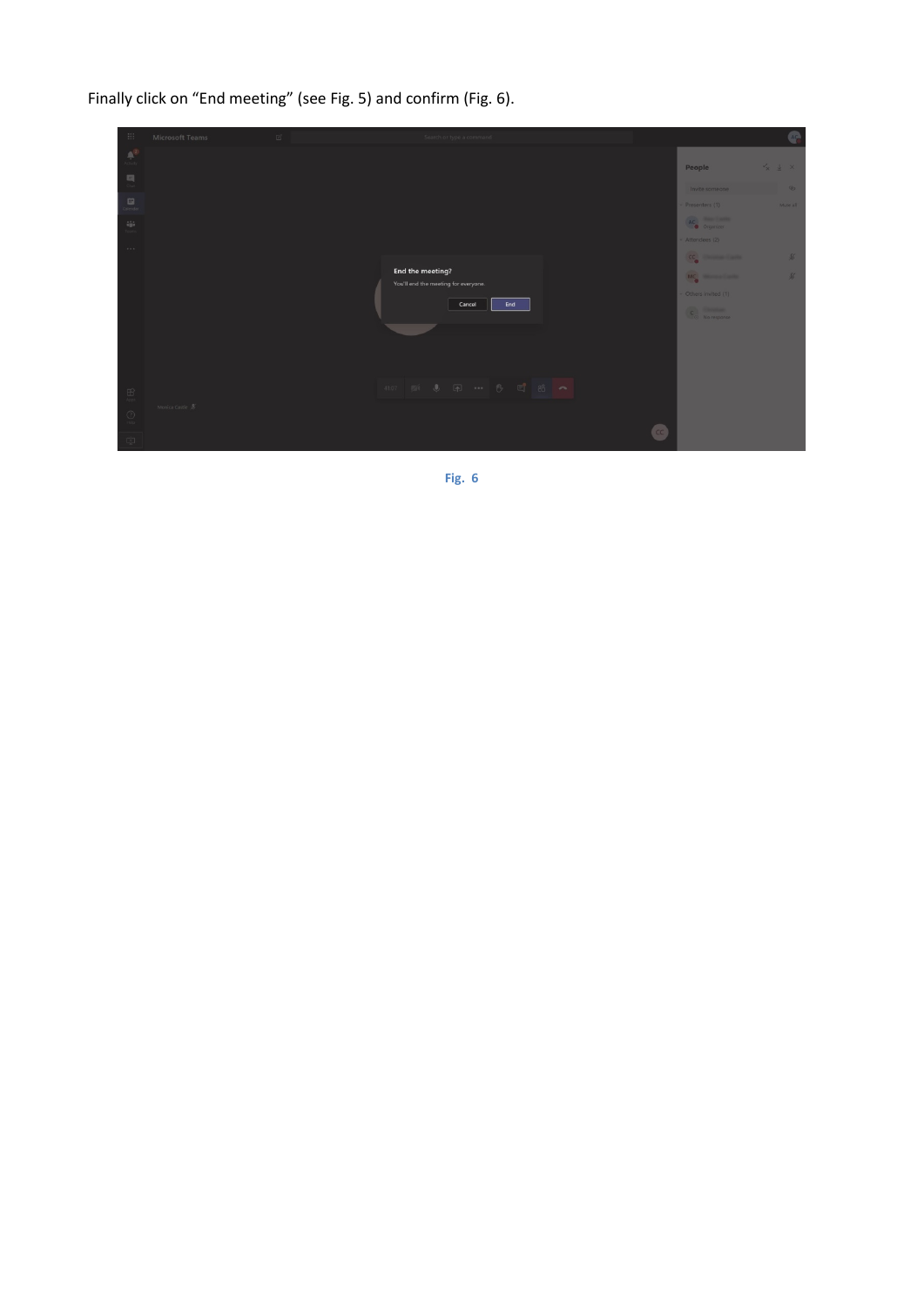Finally click on “End meeting” (see Fig. 5) and confirm (Fig. 6).

Fig. 6